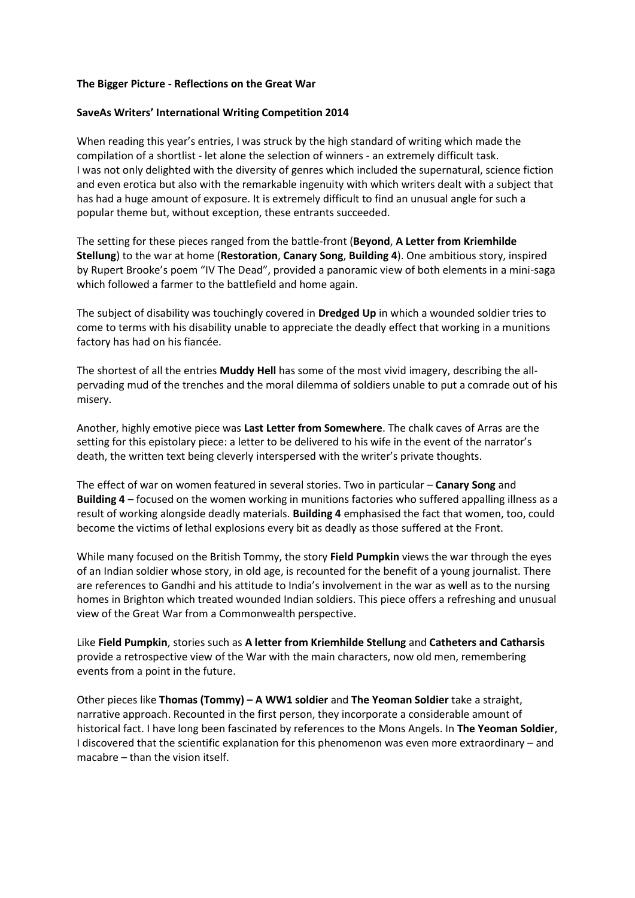**The Bigger Picture - Reflections on the Great War**

**SaveAs Writers' International Writing Competition 2014**

When reading this year's entries, I was struck by the high standard of writing which made the compilation of a shortlist - let alone the selection of winners - an extremely difficult task. I was not only delighted with the diversity of genres which included the supernatural, science fiction and even erotica but also with the remarkable ingenuity with which writers dealt with a subject that has had a huge amount of exposure. It is extremely difficult to find an unusual angle for such a popular theme but, without exception, these entrants succeeded.

The setting for these pieces ranged from the battle-front (**Beyond**, **A Letter from Kriemhilde Stellung**) to the war at home (**Restoration**, **Canary Song**, **Building 4**). One ambitious story, inspired by Rupert Brooke's poem "IV The Dead", provided a panoramic view of both elements in a mini-saga which followed a farmer to the battlefield and home again.

The subject of disability was touchingly covered in **Dredged Up** in which a wounded soldier tries to come to terms with his disability unable to appreciate the deadly effect that working in a munitions factory has had on his fiancée.

The shortest of all the entries **Muddy Hell** has some of the most vivid imagery, describing the all-pervading mud of the trenches and the moral dilemma of soldiers unable to put a comrade out of his misery.

Another, highly emotive piece was **Last Letter from Somewhere**. The chalk caves of Arras are the setting for this epistolary piece: a letter to be delivered to his wife in the event of the narrator's death, the written text being cleverly interspersed with the writer's private thoughts.

The effect of war on women featured in several stories. Two in particular – **Canary Song** and **Building 4** – focused on the women working in munitions factories who suffered appalling illness as a result of working alongside deadly materials. **Building 4** emphasised the fact that women, too, could become the victims of lethal explosions every bit as deadly as those suffered at the Front.

While many focused on the British Tommy, the story **Field Pumpkin** views the war through the eyes of an Indian soldier whose story, in old age, is recounted for the benefit of a young journalist. There are references to Gandhi and his attitude to India's involvement in the war as well as to the nursing homes in Brighton which treated wounded Indian soldiers. This piece offers a refreshing and unusual view of the Great War from a Commonwealth perspective.

Like **Field Pumpkin**, stories such as **A letter from Kriemhilde Stellung** and **Catheters and Catharsis** provide a retrospective view of the War with the main characters, now old men, remembering events from a point in the future.

Other pieces like **Thomas (Tommy) – A WW1 soldier** and **The Yeoman Soldier** take a straight, narrative approach. Recounted in the first person, they incorporate a considerable amount of historical fact. I have long been fascinated by references to the Mons Angels. In **The Yeoman Soldier**, I discovered that the scientific explanation for this phenomenon was even more extraordinary – and macabre – than the vision itself.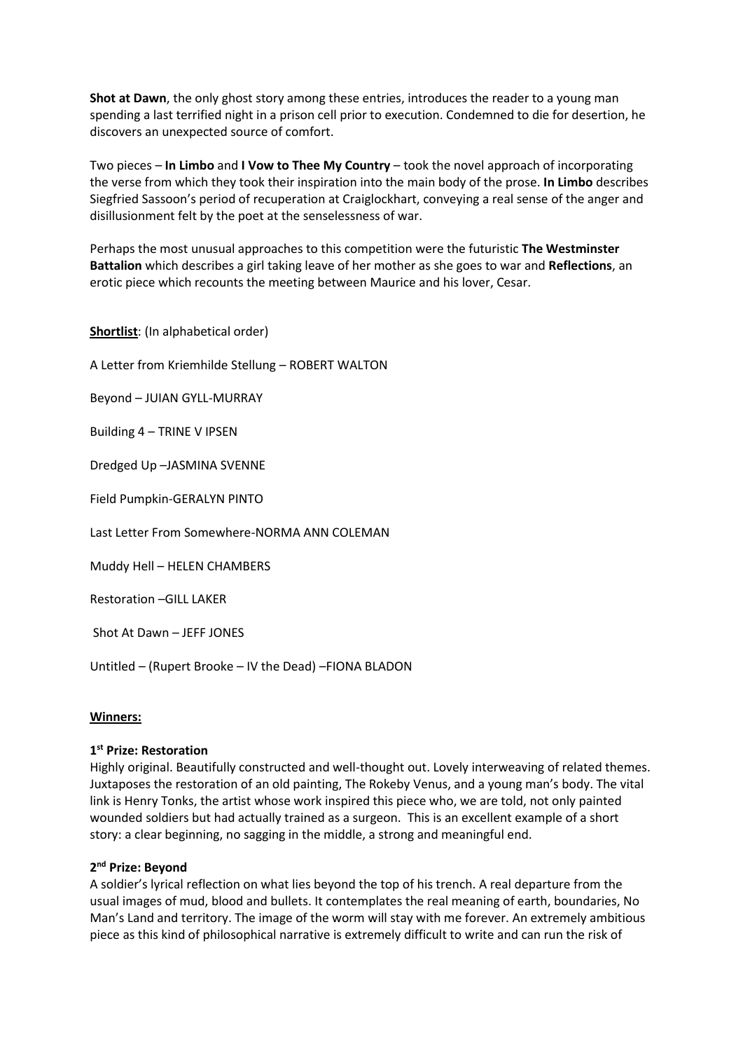**Shot at Dawn**, the only ghost story among these entries, introduces the reader to a young man spending a last terrified night in a prison cell prior to execution. Condemned to die for desertion, he discovers an unexpected source of comfort.

Two pieces – **In Limbo** and **I Vow to Thee My Country** – took the novel approach of incorporating the verse from which they took their inspiration into the main body of the prose. **In Limbo** describes Siegfried Sassoon's period of recuperation at Craiglockhart, conveying a real sense of the anger and disillusionment felt by the poet at the senselessness of war.

Perhaps the most unusual approaches to this competition were the futuristic **The Westminster Battalion** which describes a girl taking leave of her mother as she goes to war and **Reflections**, an erotic piece which recounts the meeting between Maurice and his lover, Cesar.

**Shortlist**: (In alphabetical order)

A Letter from Kriemhilde Stellung – ROBERT WALTON

Beyond – JUIAN GYLL-MURRAY

Building 4 – TRINE V IPSEN

Dredged Up –JASMINA SVENNE

Field Pumpkin-GERALYN PINTO

Last Letter From Somewhere-NORMA ANN COLEMAN

Muddy Hell – HELEN CHAMBERS

Restoration –GILL LAKER

Shot At Dawn – JEFF JONES

Untitled – (Rupert Brooke – IV the Dead) –FIONA BLADON

**Winners:**

**1st Prize: Restoration**

Highly original. Beautifully constructed and well-thought out. Lovely interweaving of related themes. Juxtaposes the restoration of an old painting, The Rokeby Venus, and a young man's body. The vital link is Henry Tonks, the artist whose work inspired this piece who, we are told, not only painted wounded soldiers but had actually trained as a surgeon. This is an excellent example of a short story: a clear beginning, no sagging in the middle, a strong and meaningful end.

**2nd Prize: Beyond**

A soldier's lyrical reflection on what lies beyond the top of his trench. A real departure from the usual images of mud, blood and bullets. It contemplates the real meaning of earth, boundaries, No Man's Land and territory. The image of the worm will stay with me forever. An extremely ambitious piece as this kind of philosophical narrative is extremely difficult to write and can run the risk of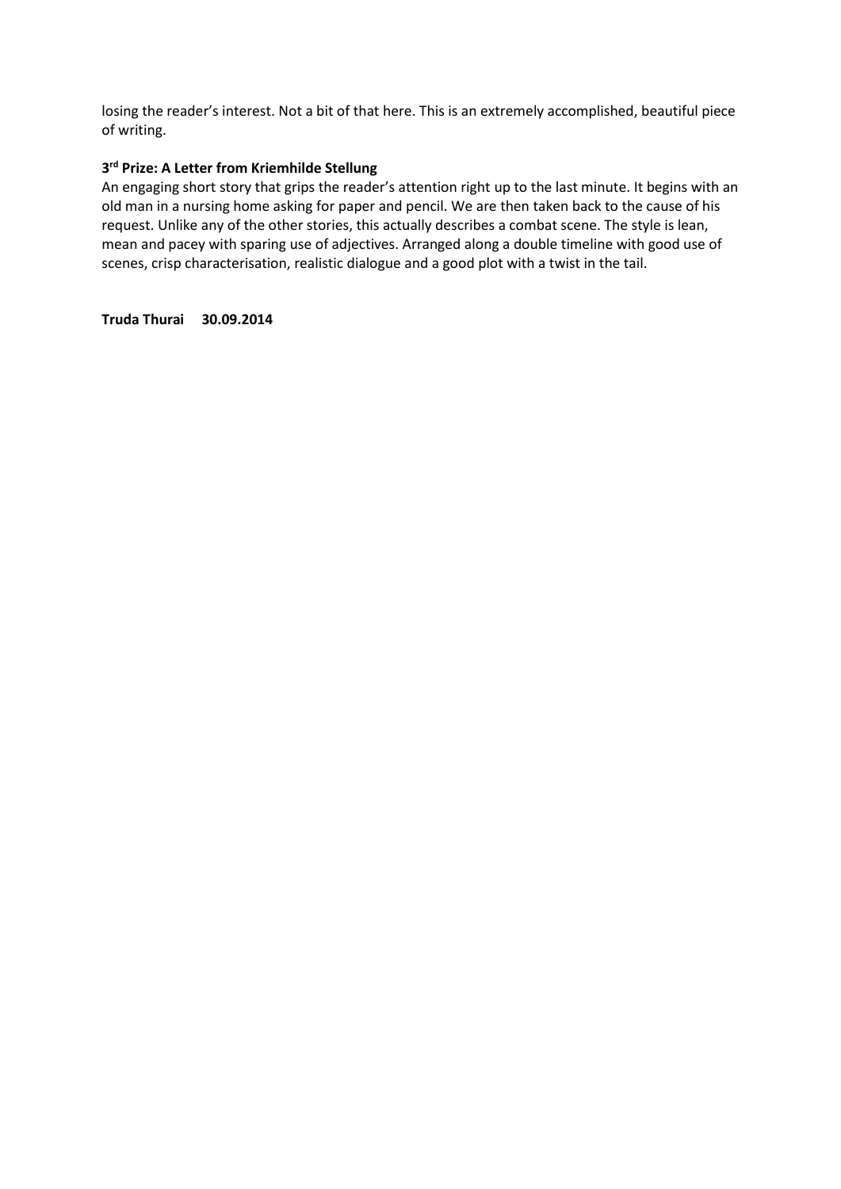losing the reader's interest. Not a bit of that here. This is an extremely accomplished, beautiful piece of writing.

**3rd Prize: A Letter from Kriemhilde Stellung**

An engaging short story that grips the reader's attention right up to the last minute. It begins with an old man in a nursing home asking for paper and pencil. We are then taken back to the cause of his request. Unlike any of the other stories, this actually describes a combat scene. The style is lean, mean and pacey with sparing use of adjectives. Arranged along a double timeline with good use of scenes, crisp characterisation, realistic dialogue and a good plot with a twist in the tail.

**Truda Thurai 30.09.2014**